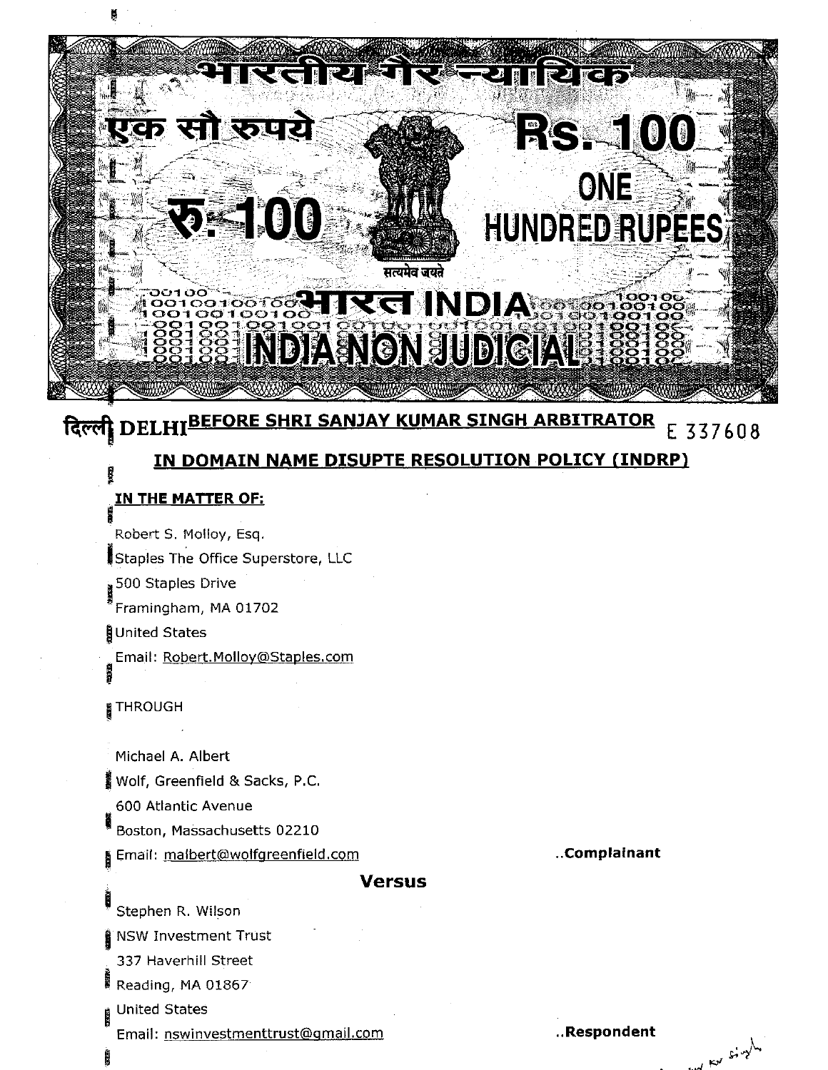भारतीय गैर न्यायिक

एक सौ रुपये

रु. 100

Rs. 100

ONE HUNDRED RUPEES

सत्यमेव जयते

भारत INDIA

INDIA NON JUDICIAL

दिल्ली DELHI

E 337608

**BEFORE SHRI SANJAY KUMAR SINGH ARBITRATOR**

**IN DOMAIN NAME DISUPTE RESOLUTION POLICY (INDRP)**

**IN THE MATTER OF:**

Robert S. Molloy, Esq.

Staples The Office Superstore, LLC

500 Staples Drive

Framingham, MA 01702

United States

Email: Robert.Molloy@Staples.com

THROUGH

Michael A. Albert

Wolf, Greenfield & Sacks, P.C.

600 Atlantic Avenue

Boston, Massachusetts 02210

Email: malbert@wolfgreenfield.com

..**Complainant**

**Versus**

Stephen R. Wilson

NSW Investment Trust

337 Haverhill Street

Reading, MA 01867

United States

Email: nswinvestmenttrust@gmail.com

..**Respondent**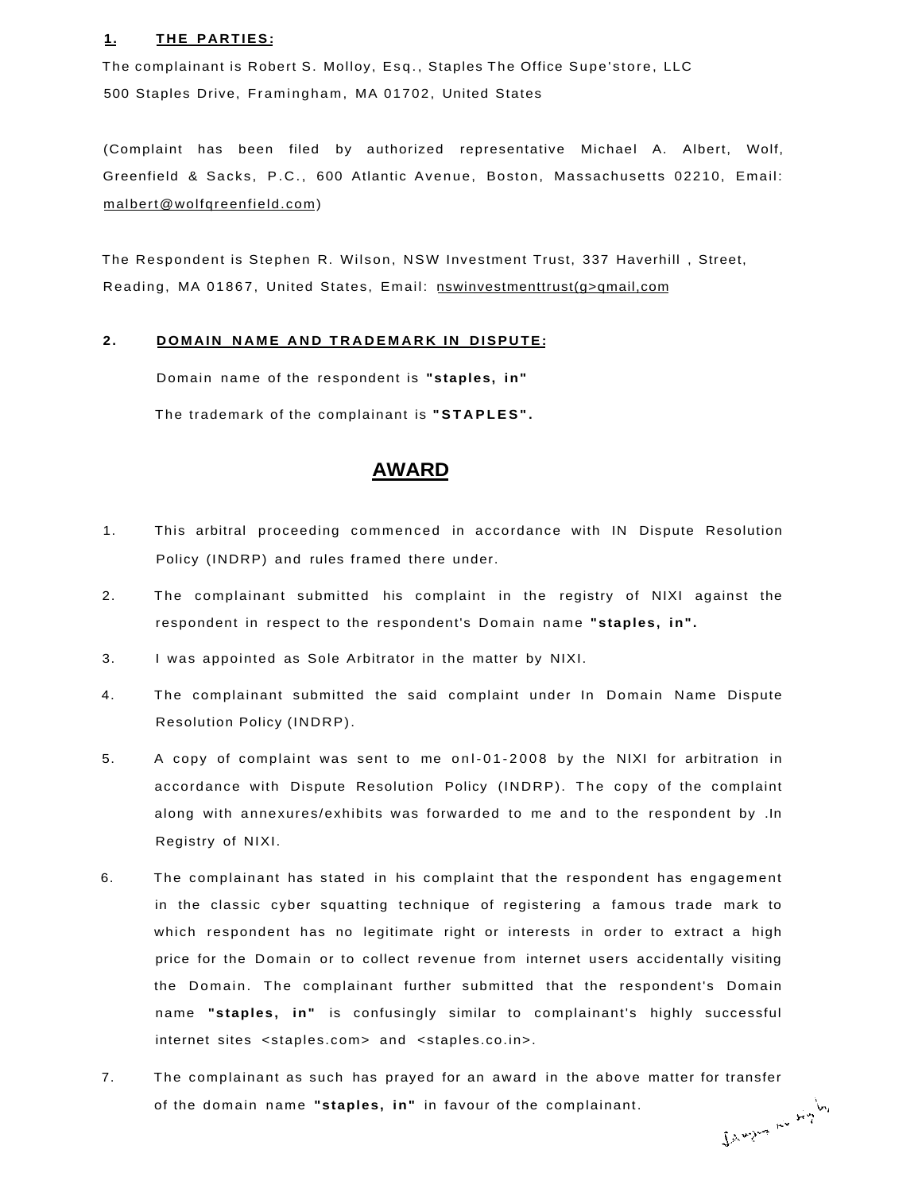**1. THE PARTIES:**

The complainant is Robert S. Molloy, Esq., Staples The Office Supe'store, LLC
500 Staples Drive, Framingham, MA 01702, United States

(Complaint has been filed by authorized representative Michael A. Albert, Wolf, Greenfield & Sacks, P.C., 600 Atlantic Avenue, Boston, Massachusetts 02210, Email: malbert@wolfqreenfield.com)

The Respondent is Stephen R. Wilson, NSW Investment Trust, 337 Haverhill , Street, Reading, MA 01867, United States, Email: nswinvestmenttrust(g>qmail,com

**2. DOMAIN NAME AND TRADEMARK IN DISPUTE:**

Domain name of the respondent is **"staples, in"**

The trademark of the complainant is **"STAPLES".**

## AWARD

1. This arbitral proceeding commenced in accordance with IN Dispute Resolution Policy (INDRP) and rules framed there under.
2. The complainant submitted his complaint in the registry of NIXI against the respondent in respect to the respondent's Domain name **"staples, in".**
3. I was appointed as Sole Arbitrator in the matter by NIXI.
4. The complainant submitted the said complaint under In Domain Name Dispute Resolution Policy (INDRP).
5. A copy of complaint was sent to me onl-01-2008 by the NIXI for arbitration in accordance with Dispute Resolution Policy (INDRP). The copy of the complaint along with annexures/exhibits was forwarded to me and to the respondent by .In Registry of NIXI.
6. The complainant has stated in his complaint that the respondent has engagement in the classic cyber squatting technique of registering a famous trade mark to which respondent has no legitimate right or interests in order to extract a high price for the Domain or to collect revenue from internet users accidentally visiting the Domain. The complainant further submitted that the respondent's Domain name **"staples, in"** is confusingly similar to complainant's highly successful internet sites <staples.com> and <staples.co.in>.
7. The complainant as such has prayed for an award in the above matter for transfer of the domain name **"staples, in"** in favour of the complainant.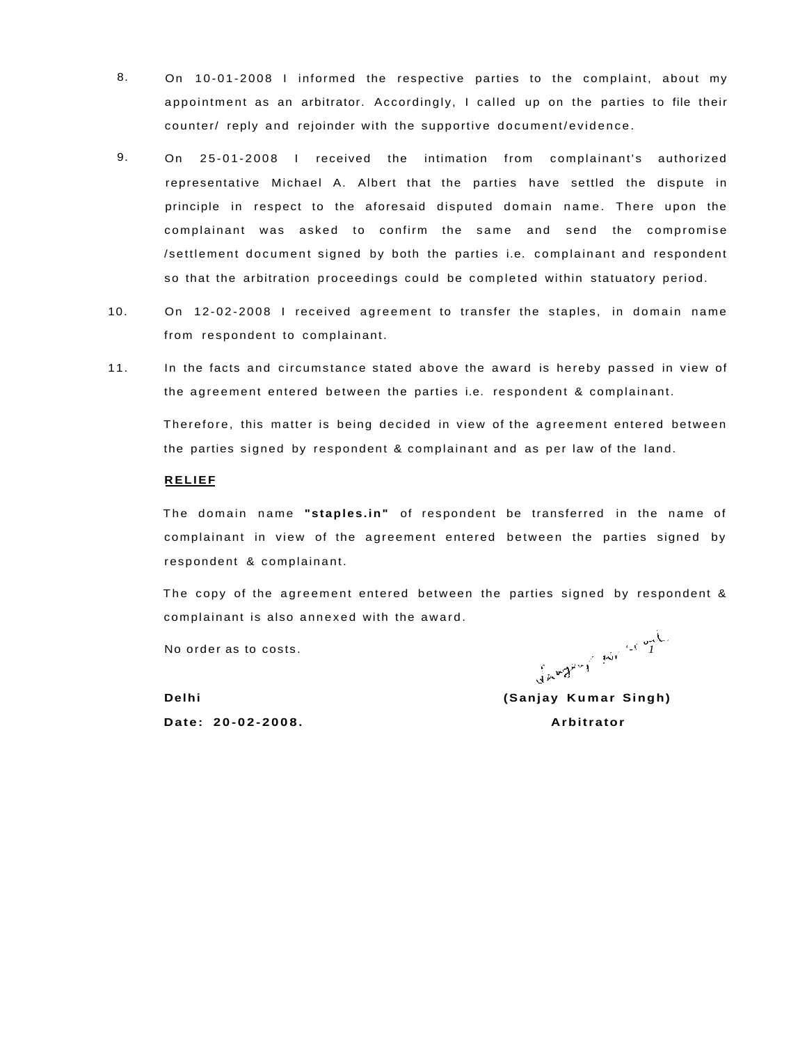8. On 10-01-2008 I informed the respective parties to the complaint, about my appointment as an arbitrator. Accordingly, I called up on the parties to file their counter/ reply and rejoinder with the supportive document/evidence.

9. On 25-01-2008 I received the intimation from complainant's authorized representative Michael A. Albert that the parties have settled the dispute in principle in respect to the aforesaid disputed domain name. There upon the complainant was asked to confirm the same and send the compromise /settlement document signed by both the parties i.e. complainant and respondent so that the arbitration proceedings could be completed within statuatory period.

10. On 12-02-2008 I received agreement to transfer the staples, in domain name from respondent to complainant.

11. In the facts and circumstance stated above the award is hereby passed in view of the agreement entered between the parties i.e. respondent & complainant.

Therefore, this matter is being decided in view of the agreement entered between the parties signed by respondent & complainant and as per law of the land.

**RELIEF**

The domain name **"staples.in"** of respondent be transferred in the name of complainant in view of the agreement entered between the parties signed by respondent & complainant.

The copy of the agreement entered between the parties signed by respondent & complainant is also annexed with the award.

No order as to costs.

**Delhi** **(Sanjay Kumar Singh)**

**Date: 20-02-2008.** **Arbitrator**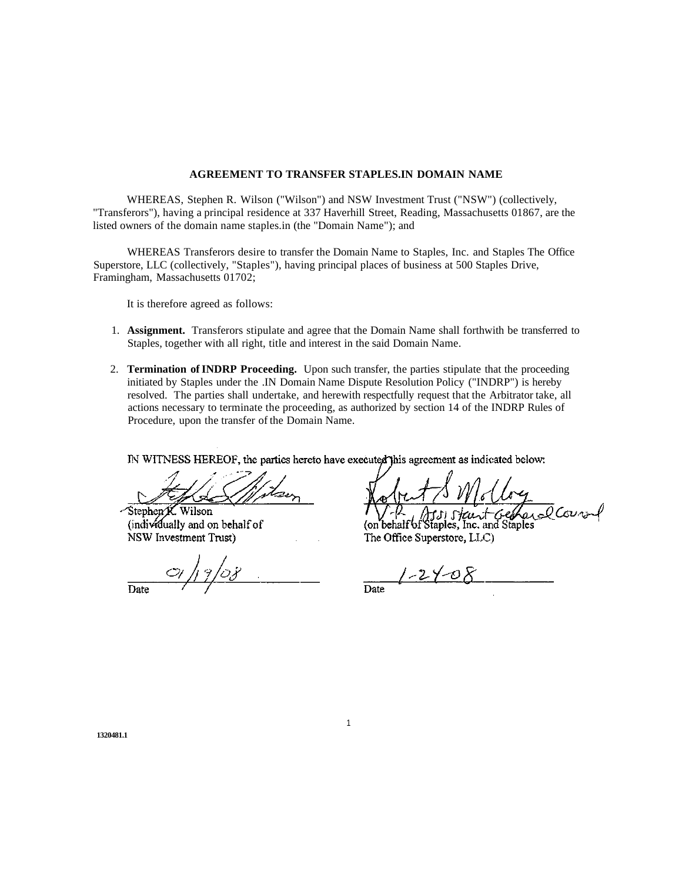# AGREEMENT TO TRANSFER STAPLES.IN DOMAIN NAME

WHEREAS, Stephen R. Wilson ("Wilson") and NSW Investment Trust ("NSW") (collectively, "Transferors"), having a principal residence at 337 Haverhill Street, Reading, Massachusetts 01867, are the listed owners of the domain name staples.in (the "Domain Name"); and

WHEREAS Transferors desire to transfer the Domain Name to Staples, Inc. and Staples The Office Superstore, LLC (collectively, "Staples"), having principal places of business at 500 Staples Drive, Framingham, Massachusetts 01702;

It is therefore agreed as follows:

1. **Assignment.** Transferors stipulate and agree that the Domain Name shall forthwith be transferred to Staples, together with all right, title and interest in the said Domain Name.

2. **Termination of INDRP Proceeding.** Upon such transfer, the parties stipulate that the proceeding initiated by Staples under the .IN Domain Name Dispute Resolution Policy ("INDRP") is hereby resolved. The parties shall undertake, and herewith respectfully request that the Arbitrator take, all actions necessary to terminate the proceeding, as authorized by section 14 of the INDRP Rules of Procedure, upon the transfer of the Domain Name.

IN WITNESS HEREOF, the parties hereto have executed this agreement as indicated below:

Stephen R. Wilson
(individually and on behalf of
NSW Investment Trust)

01/19/08
Date

Robert S Molloy
V.P., Assistant General Counsel
(on behalf of Staples, Inc. and Staples
The Office Superstore, LLC)

1-24-08
Date

1320481.1